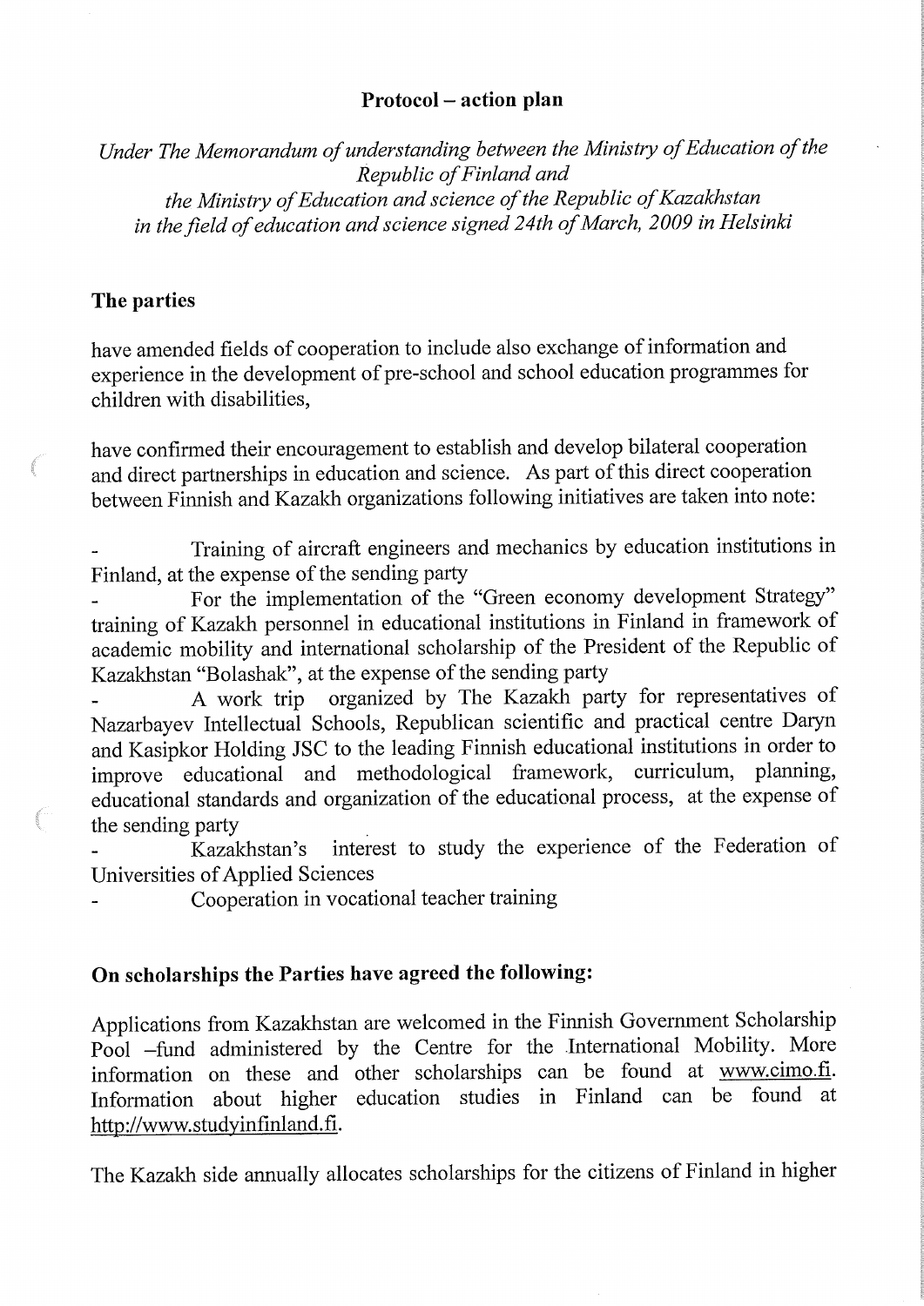## Protocol – action plan

*Under The Memorandum of understanding between the Ministry of Education of the Republic of Finland and the Ministry of Education and science of the Republic of Kazakhstan in the field of education and science signed 24th of March, 2009 in Helsinki*

### The parties

have amended fields of cooperation to include also exchange of information and experience in the development of pre-school and school education programmes for children with disabilities,

have confirmed their encouragement to establish and develop bilateral cooperation and direct partnerships in education and science. As part of this direct cooperation between Finnish and Kazakh organizations following initiatives are taken into note:

- Training of aircraft engineers and mechanics by education institutions in Finland, at the expense of the sending party
- For the implementation of the "Green economy development Strategy" training of Kazakh personnel in educational institutions in Finland in framework of academic mobility and international scholarship of the President of the Republic of Kazakhstan "Bolashak", at the expense of the sending party
- A work trip organized by The Kazakh party for representatives of Nazarbayev Intellectual Schools, Republican scientific and practical centre Daryn and Kasipkor Holding JSC to the leading Finnish educational institutions in order to improve educational and methodological framework, curriculum, planning, educational standards and organization of the educational process, at the expense of the sending party
- Kazakhstan's interest to study the experience of the Federation of Universities of Applied Sciences
- Cooperation in vocational teacher training

### On scholarships the Parties have agreed the following:

Applications from Kazakhstan are welcomed in the Finnish Government Scholarship Pool –fund administered by the Centre for the International Mobility. More information on these and other scholarships can be found at www.cimo.fi. Information about higher education studies in Finland can be found at http://www.studyinfinland.fi.

The Kazakh side annually allocates scholarships for the citizens of Finland in higher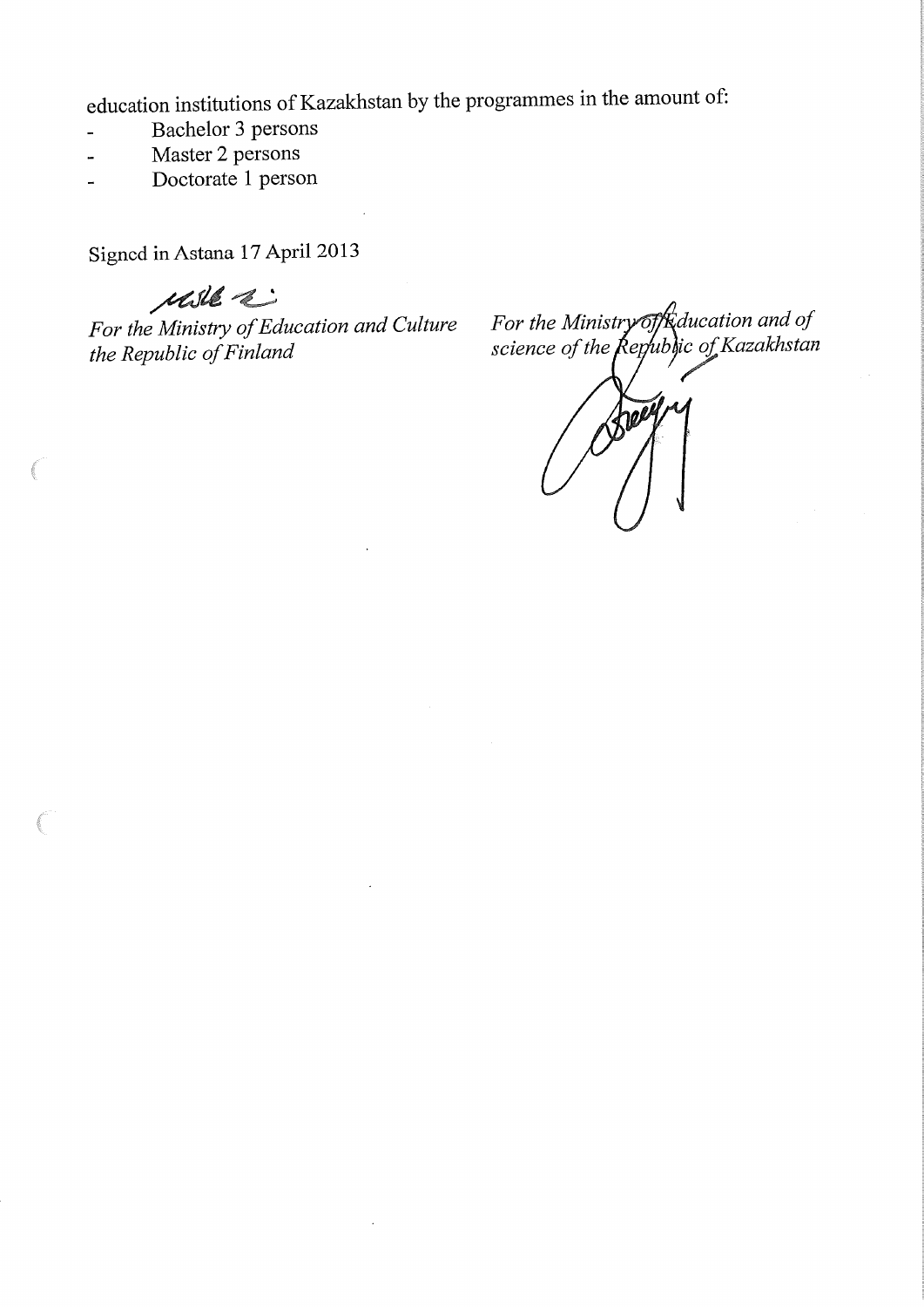education institutions of Kazakhstan by the programmes in the amount of:

- Bachelor 3 persons
- Master 2 persons
- Doctorate 1 person

Signed in Astana 17 April 2013

*For the Ministry of Education and Culture the Republic of Finland*

*For the Ministry of Education and of science of the Republic of Kazakhstan*